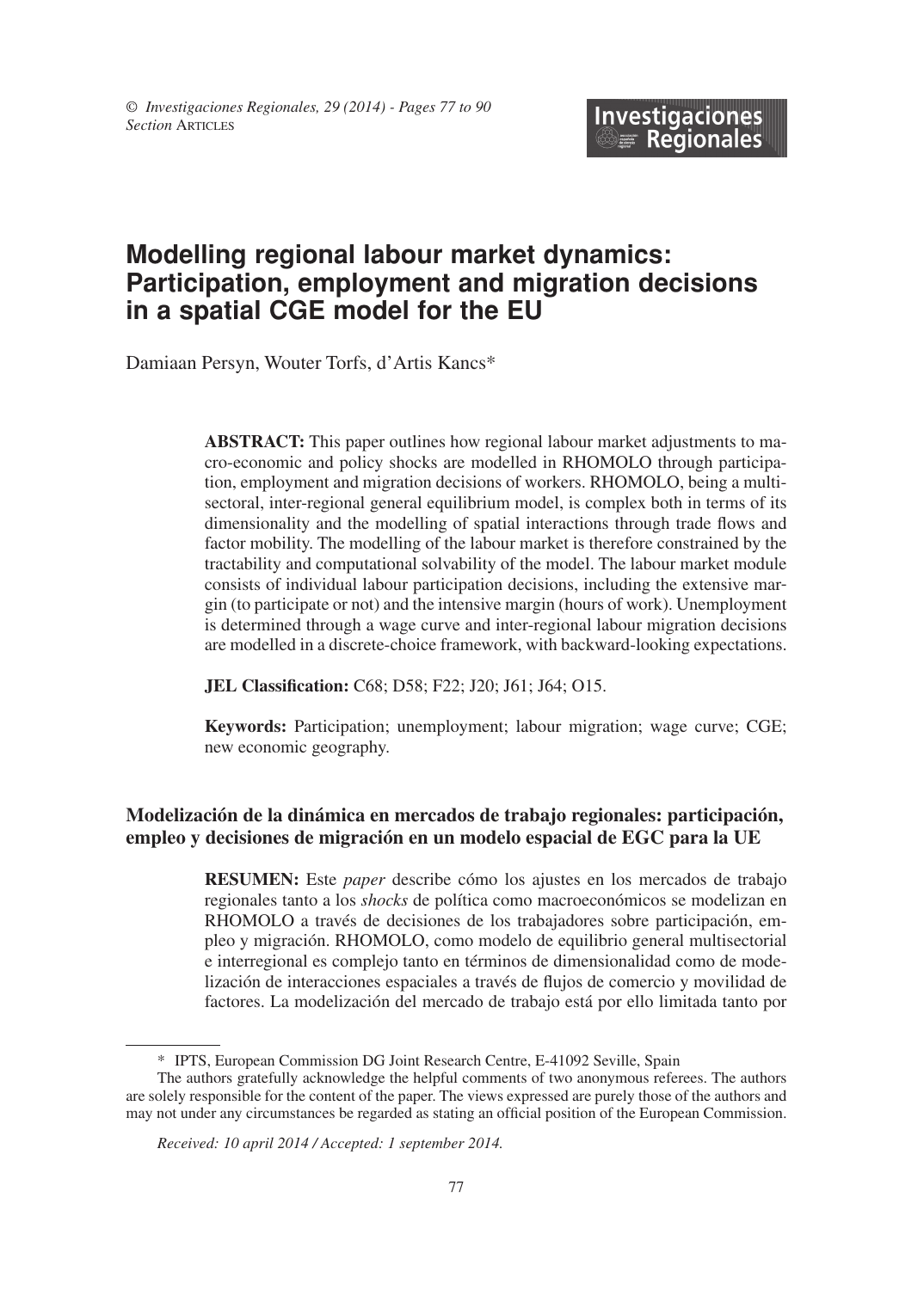# Modelling regional labour market dynamics: Participation, employment and migration decisions in a spatial CGE model for the EU

Damiaan Persyn, Wouter Torfs, d'Artis Kancs*

**ABSTRACT:** This paper outlines how regional labour market adjustments to macro-economic and policy shocks are modelled in RHOMOLO through participation, employment and migration decisions of workers. RHOMOLO, being a multi-sectoral, inter-regional general equilibrium model, is complex both in terms of its dimensionality and the modelling of spatial interactions through trade flows and factor mobility. The modelling of the labour market is therefore constrained by the tractability and computational solvability of the model. The labour market module consists of individual labour participation decisions, including the extensive margin (to participate or not) and the intensive margin (hours of work). Unemployment is determined through a wage curve and inter-regional labour migration decisions are modelled in a discrete-choice framework, with backward-looking expectations.

**JEL Classification:** C68; D58; F22; J20; J61; J64; O15.

**Keywords:** Participation; unemployment; labour migration; wage curve; CGE; new economic geography.

### Modelización de la dinámica en mercados de trabajo regionales: participación, empleo y decisiones de migración en un modelo espacial de EGC para la UE

**RESUMEN:** Este *paper* describe cómo los ajustes en los mercados de trabajo regionales tanto a los *shocks* de política como macroeconómicos se modelizan en RHOMOLO a través de decisiones de los trabajadores sobre participación, empleo y migración. RHOMOLO, como modelo de equilibrio general multisectorial e interregional es complejo tanto en términos de dimensionalidad como de modelización de interacciones espaciales a través de flujos de comercio y movilidad de factores. La modelización del mercado de trabajo está por ello limitada tanto por

---

\* IPTS, European Commission DG Joint Research Centre, E-41092 Seville, Spain

The authors gratefully acknowledge the helpful comments of two anonymous referees. The authors are solely responsible for the content of the paper. The views expressed are purely those of the authors and may not under any circumstances be regarded as stating an official position of the European Commission.

*Received: 10 april 2014 / Accepted: 1 september 2014.*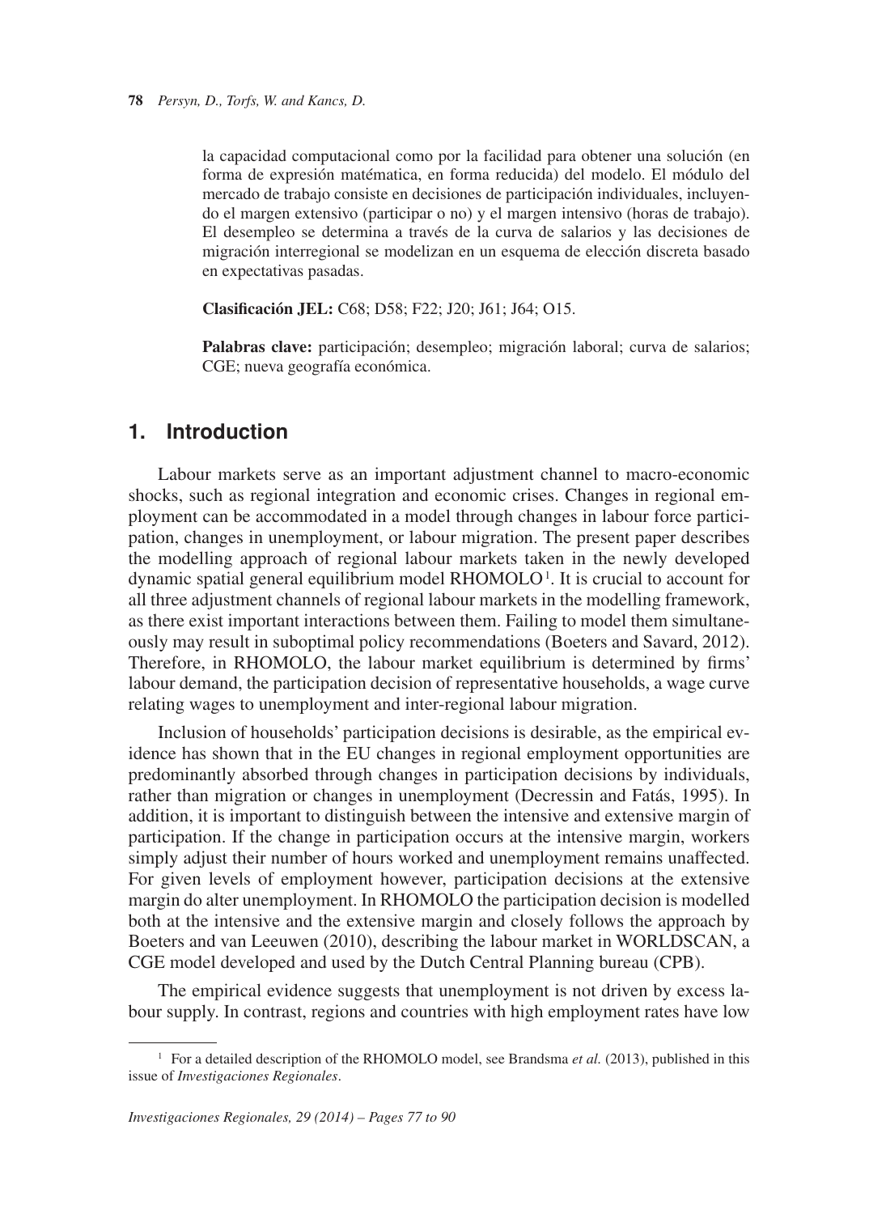la capacidad computacional como por la facilidad para obtener una solución (en forma de expresión matématica, en forma reducida) del modelo. El módulo del mercado de trabajo consiste en decisiones de participación individuales, incluyendo el margen extensivo (participar o no) y el margen intensivo (horas de trabajo). El desempleo se determina a través de la curva de salarios y las decisiones de migración interregional se modelizan en un esquema de elección discreta basado en expectativas pasadas.

**Clasificación JEL:** C68; D58; F22; J20; J61; J64; O15.

**Palabras clave:** participación; desempleo; migración laboral; curva de salarios; CGE; nueva geografía económica.

## 1. Introduction

Labour markets serve as an important adjustment channel to macro-economic shocks, such as regional integration and economic crises. Changes in regional employment can be accommodated in a model through changes in labour force participation, changes in unemployment, or labour migration. The present paper describes the modelling approach of regional labour markets taken in the newly developed dynamic spatial general equilibrium model RHOMOLO[1]. It is crucial to account for all three adjustment channels of regional labour markets in the modelling framework, as there exist important interactions between them. Failing to model them simultaneously may result in suboptimal policy recommendations (Boeters and Savard, 2012). Therefore, in RHOMOLO, the labour market equilibrium is determined by firms' labour demand, the participation decision of representative households, a wage curve relating wages to unemployment and inter-regional labour migration.

Inclusion of households' participation decisions is desirable, as the empirical evidence has shown that in the EU changes in regional employment opportunities are predominantly absorbed through changes in participation decisions by individuals, rather than migration or changes in unemployment (Decressin and Fatás, 1995). In addition, it is important to distinguish between the intensive and extensive margin of participation. If the change in participation occurs at the intensive margin, workers simply adjust their number of hours worked and unemployment remains unaffected. For given levels of employment however, participation decisions at the extensive margin do alter unemployment. In RHOMOLO the participation decision is modelled both at the intensive and the extensive margin and closely follows the approach by Boeters and van Leeuwen (2010), describing the labour market in WORLDSCAN, a CGE model developed and used by the Dutch Central Planning bureau (CPB).

The empirical evidence suggests that unemployment is not driven by excess labour supply. In contrast, regions and countries with high employment rates have low

[1] For a detailed description of the RHOMOLO model, see Brandsma *et al.* (2013), published in this issue of *Investigaciones Regionales*.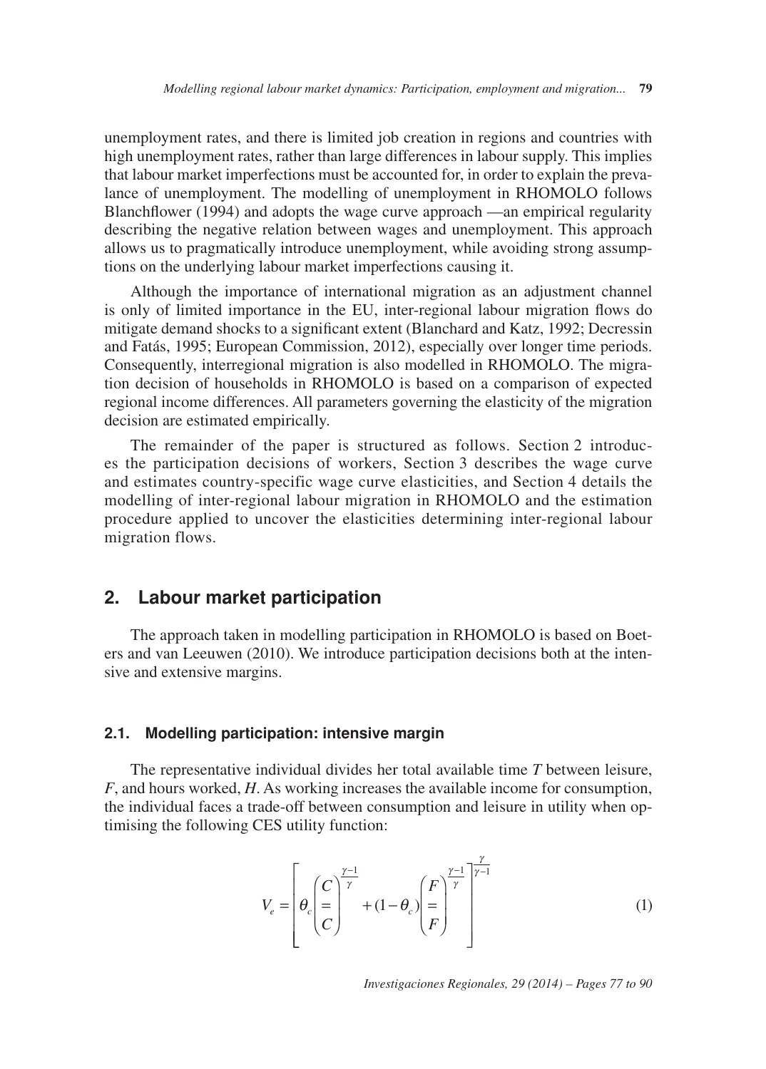unemployment rates, and there is limited job creation in regions and countries with high unemployment rates, rather than large differences in labour supply. This implies that labour market imperfections must be accounted for, in order to explain the prevalance of unemployment. The modelling of unemployment in RHOMOLO follows Blanchflower (1994) and adopts the wage curve approach —an empirical regularity describing the negative relation between wages and unemployment. This approach allows us to pragmatically introduce unemployment, while avoiding strong assumptions on the underlying labour market imperfections causing it.

Although the importance of international migration as an adjustment channel is only of limited importance in the EU, inter-regional labour migration flows do mitigate demand shocks to a significant extent (Blanchard and Katz, 1992; Decressin and Fatás, 1995; European Commission, 2012), especially over longer time periods. Consequently, interregional migration is also modelled in RHOMOLO. The migration decision of households in RHOMOLO is based on a comparison of expected regional income differences. All parameters governing the elasticity of the migration decision are estimated empirically.

The remainder of the paper is structured as follows. Section 2 introduces the participation decisions of workers, Section 3 describes the wage curve and estimates country-specific wage curve elasticities, and Section 4 details the modelling of inter-regional labour migration in RHOMOLO and the estimation procedure applied to uncover the elasticities determining inter-regional labour migration flows.

## 2. Labour market participation

The approach taken in modelling participation in RHOMOLO is based on Boeters and van Leeuwen (2010). We introduce participation decisions both at the intensive and extensive margins.

### 2.1. Modelling participation: intensive margin

The representative individual divides her total available time $T$ between leisure, $F$, and hours worked, $H$. As working increases the available income for consumption, the individual faces a trade-off between consumption and leisure in utility when optimising the following CES utility function:

$$V_e = \left[ \theta_c \left( \frac{C}{\overline{\overline{C}}} \right)^{\frac{\gamma-1}{\gamma}} + (1-\theta_c) \left( \frac{F}{\overline{\overline{F}}} \right)^{\frac{\gamma-1}{\gamma}} \right]^{\frac{\gamma}{\gamma-1}} \tag{1}$$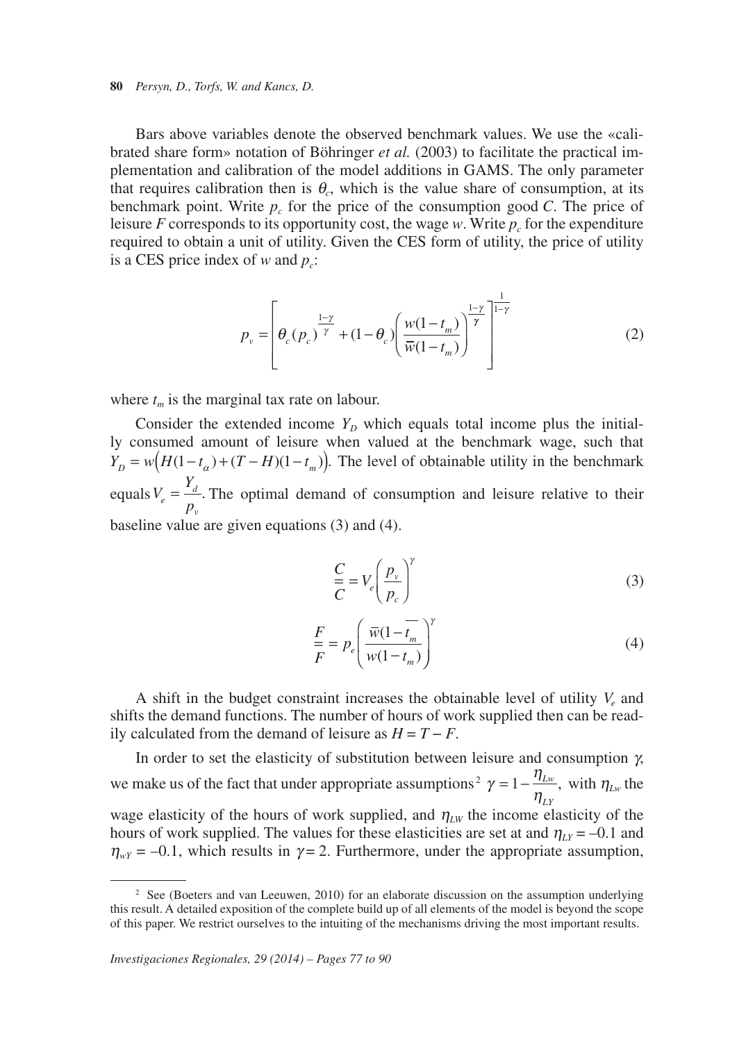Bars above variables denote the observed benchmark values. We use the «calibrated share form» notation of Böhringer *et al.* (2003) to facilitate the practical implementation and calibration of the model additions in GAMS. The only parameter that requires calibration then is $\theta_c$, which is the value share of consumption, at its benchmark point. Write $p_c$ for the price of the consumption good $C$. The price of leisure $F$ corresponds to its opportunity cost, the wage $w$. Write $p_c$ for the expenditure required to obtain a unit of utility. Given the CES form of utility, the price of utility is a CES price index of $w$ and $p_c$:

$$p_v = \left[ \theta_c (p_c)^{\frac{1-\gamma}{\gamma}} + (1-\theta_c) \left( \frac{w(1-t_m)}{\overline{w}(1-t_m)} \right)^{\frac{1-\gamma}{\gamma}} \right]^{\frac{1}{1-\gamma}} \tag{2}$$

where $t_m$ is the marginal tax rate on labour.

Consider the extended income $Y_D$ which equals total income plus the initially consumed amount of leisure when valued at the benchmark wage, such that $Y_D = w\left(H(1-t_\alpha) + (T-H)(1-t_m)\right)$. The level of obtainable utility in the benchmark equals $V_e = \frac{Y_d}{p_v}$. The optimal demand of consumption and leisure relative to their baseline value are given equations (3) and (4).

$$\frac{C}{\overline{\overline{C}}} = V_e \left( \frac{p_v}{p_c} \right)^{\gamma} \tag{3}$$

$$\frac{F}{\overline{\overline{F}}} = p_e \left( \frac{\overline{w}(1-\overline{t_m})}{w(1-t_m)} \right)^{\gamma} \tag{4}$$

A shift in the budget constraint increases the obtainable level of utility $V_e$ and shifts the demand functions. The number of hours of work supplied then can be readily calculated from the demand of leisure as $H = T - F$.

In order to set the elasticity of substitution between leisure and consumption $\gamma$, we make us of the fact that under appropriate assumptions[2] $\gamma = 1 - \frac{\eta_{Lw}}{\eta_{LY}}$, with $\eta_{Lw}$ the wage elasticity of the hours of work supplied, and $\eta_{LW}$ the income elasticity of the hours of work supplied. The values for these elasticities are set at and $\eta_{LY} = -0.1$ and $\eta_{wY} = -0.1$, which results in $\gamma = 2$. Furthermore, under the appropriate assumption,

[2] See (Boeters and van Leeuwen, 2010) for an elaborate discussion on the assumption underlying this result. A detailed exposition of the complete build up of all elements of the model is beyond the scope of this paper. We restrict ourselves to the intuiting of the mechanisms driving the most important results.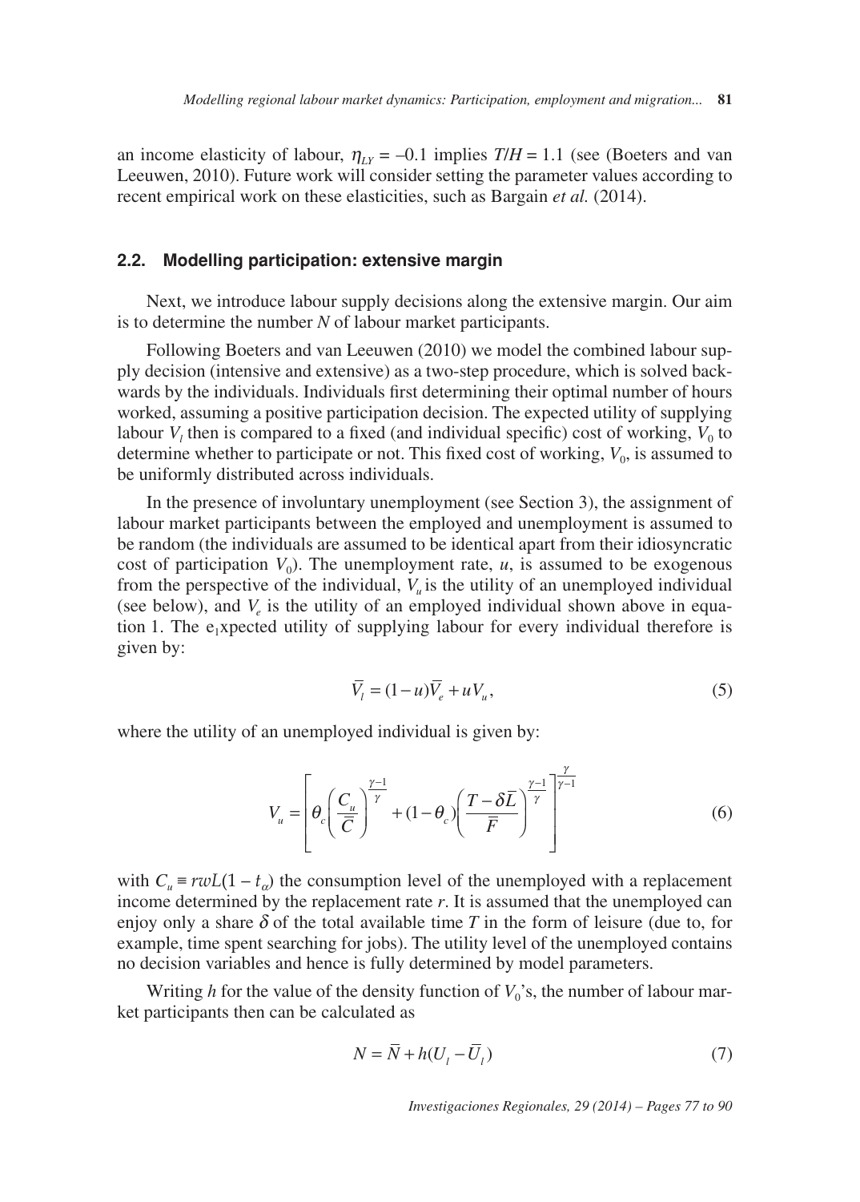an income elasticity of labour, $\eta_{LY} = -0.1$ implies $T/H = 1.1$ (see (Boeters and van Leeuwen, 2010). Future work will consider setting the parameter values according to recent empirical work on these elasticities, such as Bargain *et al.* (2014).

## 2.2. Modelling participation: extensive margin

Next, we introduce labour supply decisions along the extensive margin. Our aim is to determine the number $N$ of labour market participants.

Following Boeters and van Leeuwen (2010) we model the combined labour supply decision (intensive and extensive) as a two-step procedure, which is solved backwards by the individuals. Individuals first determining their optimal number of hours worked, assuming a positive participation decision. The expected utility of supplying labour $V_l$ then is compared to a fixed (and individual specific) cost of working, $V_0$ to determine whether to participate or not. This fixed cost of working, $V_0$, is assumed to be uniformly distributed across individuals.

In the presence of involuntary unemployment (see Section 3), the assignment of labour market participants between the employed and unemployment is assumed to be random (the individuals are assumed to be identical apart from their idiosyncratic cost of participation $V_0$). The unemployment rate, $u$, is assumed to be exogenous from the perspective of the individual, $V_u$ is the utility of an unemployed individual (see below), and $V_e$ is the utility of an employed individual shown above in equation 1. The e1xpected utility of supplying labour for every individual therefore is given by:

$$\bar{V}_l = (1-u)\bar{V}_e + uV_u, \tag{5}$$

where the utility of an unemployed individual is given by:

$$V_u = \left[ \theta_c \left( \frac{C_u}{\bar{C}} \right)^{\frac{\gamma-1}{\gamma}} + (1-\theta_c) \left( \frac{T-\delta\bar{L}}{\bar{F}} \right)^{\frac{\gamma-1}{\gamma}} \right]^{\frac{\gamma}{\gamma-1}} \tag{6}$$

with $C_u \equiv rwL(1-t_\alpha)$ the consumption level of the unemployed with a replacement income determined by the replacement rate $r$. It is assumed that the unemployed can enjoy only a share $\delta$ of the total available time $T$ in the form of leisure (due to, for example, time spent searching for jobs). The utility level of the unemployed contains no decision variables and hence is fully determined by model parameters.

Writing $h$ for the value of the density function of $V_0$'s, the number of labour market participants then can be calculated as

$$N = \bar{N} + h(U_l - \bar{U}_l) \tag{7}$$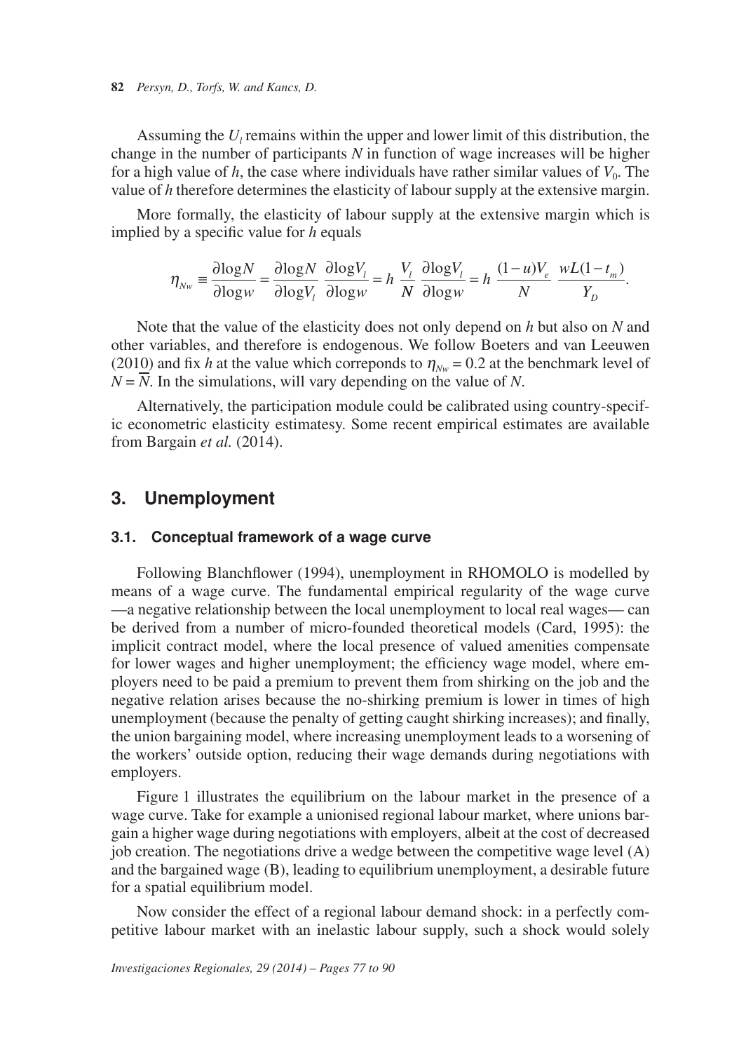Assuming the $U_l$ remains within the upper and lower limit of this distribution, the change in the number of participants $N$ in function of wage increases will be higher for a high value of $h$, the case where individuals have rather similar values of $V_0$. The value of $h$ therefore determines the elasticity of labour supply at the extensive margin.

More formally, the elasticity of labour supply at the extensive margin which is implied by a specific value for $h$ equals

$$\eta_{Nw} \equiv \frac{\partial \log N}{\partial \log w} = \frac{\partial \log N}{\partial \log V_l} \frac{\partial \log V_l}{\partial \log w} = h \frac{V_l}{N} \frac{\partial \log V_l}{\partial \log w} = h \frac{(1-u)V_e}{N} \frac{wL(1-t_m)}{Y_D}.$$

Note that the value of the elasticity does not only depend on $h$ but also on $N$ and other variables, and therefore is endogenous. We follow Boeters and van Leeuwen (2010) and fix $h$ at the value which correponds to $\eta_{Nw} = 0.2$ at the benchmark level of $N = \overline{N}$. In the simulations, will vary depending on the value of $N$.

Alternatively, the participation module could be calibrated using country-specific econometric elasticity estimatesy. Some recent empirical estimates are available from Bargain *et al.* (2014).

## 3. Unemployment

### 3.1. Conceptual framework of a wage curve

Following Blanchflower (1994), unemployment in RHOMOLO is modelled by means of a wage curve. The fundamental empirical regularity of the wage curve —a negative relationship between the local unemployment to local real wages— can be derived from a number of micro-founded theoretical models (Card, 1995): the implicit contract model, where the local presence of valued amenities compensate for lower wages and higher unemployment; the efficiency wage model, where employers need to be paid a premium to prevent them from shirking on the job and the negative relation arises because the no-shirking premium is lower in times of high unemployment (because the penalty of getting caught shirking increases); and finally, the union bargaining model, where increasing unemployment leads to a worsening of the workers' outside option, reducing their wage demands during negotiations with employers.

Figure 1 illustrates the equilibrium on the labour market in the presence of a wage curve. Take for example a unionised regional labour market, where unions bargain a higher wage during negotiations with employers, albeit at the cost of decreased job creation. The negotiations drive a wedge between the competitive wage level (A) and the bargained wage (B), leading to equilibrium unemployment, a desirable future for a spatial equilibrium model.

Now consider the effect of a regional labour demand shock: in a perfectly competitive labour market with an inelastic labour supply, such a shock would solely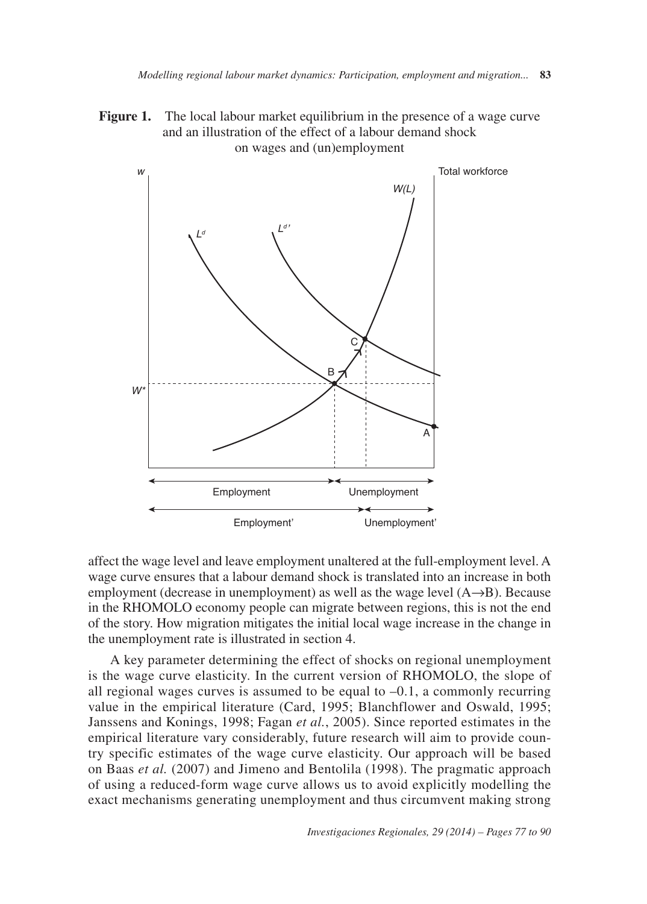**Figure 1.** The local labour market equilibrium in the presence of a wage curve and an illustration of the effect of a labour demand shock on wages and (un)employment

affect the wage level and leave employment unaltered at the full-employment level. A wage curve ensures that a labour demand shock is translated into an increase in both employment (decrease in unemployment) as well as the wage level (A→B). Because in the RHOMOLO economy people can migrate between regions, this is not the end of the story. How migration mitigates the initial local wage increase in the change in the unemployment rate is illustrated in section 4.

A key parameter determining the effect of shocks on regional unemployment is the wage curve elasticity. In the current version of RHOMOLO, the slope of all regional wages curves is assumed to be equal to –0.1, a commonly recurring value in the empirical literature (Card, 1995; Blanchflower and Oswald, 1995; Janssens and Konings, 1998; Fagan *et al.*, 2005). Since reported estimates in the empirical literature vary considerably, future research will aim to provide country specific estimates of the wage curve elasticity. Our approach will be based on Baas *et al.* (2007) and Jimeno and Bentolila (1998). The pragmatic approach of using a reduced-form wage curve allows us to avoid explicitly modelling the exact mechanisms generating unemployment and thus circumvent making strong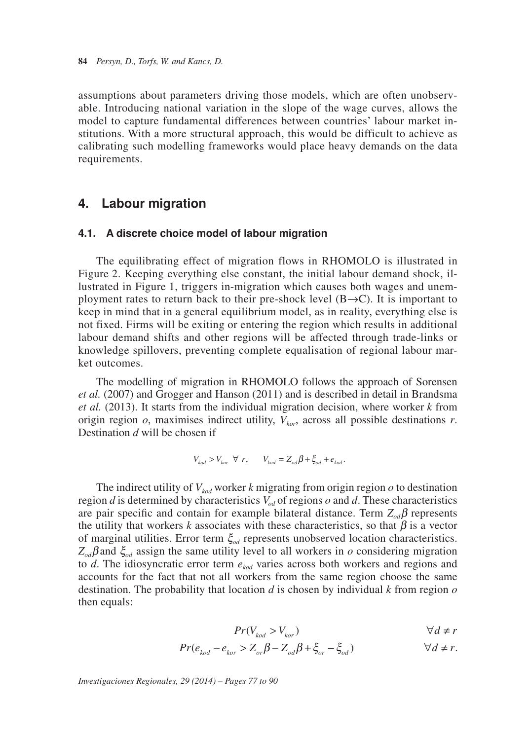assumptions about parameters driving those models, which are often unobservable. Introducing national variation in the slope of the wage curves, allows the model to capture fundamental differences between countries' labour market institutions. With a more structural approach, this would be difficult to achieve as calibrating such modelling frameworks would place heavy demands on the data requirements.

## 4. Labour migration

### 4.1. A discrete choice model of labour migration

The equilibrating effect of migration flows in RHOMOLO is illustrated in Figure 2. Keeping everything else constant, the initial labour demand shock, illustrated in Figure 1, triggers in-migration which causes both wages and unemployment rates to return back to their pre-shock level (B→C). It is important to keep in mind that in a general equilibrium model, as in reality, everything else is not fixed. Firms will be exiting or entering the region which results in additional labour demand shifts and other regions will be affected through trade-links or knowledge spillovers, preventing complete equalisation of regional labour market outcomes.

The modelling of migration in RHOMOLO follows the approach of Sorensen *et al.* (2007) and Grogger and Hanson (2011) and is described in detail in Brandsma *et al.* (2013). It starts from the individual migration decision, where worker $k$ from origin region $o$, maximises indirect utility, $V_{kor}$, across all possible destinations $r$. Destination $d$ will be chosen if

$$V_{kod} > V_{kor} \;\; \forall \; r, \qquad V_{kod} = Z_{od}\beta + \xi_{od} + e_{kod}.$$

The indirect utility of $V_{kod}$ worker $k$ migrating from origin region $o$ to destination region $d$ is determined by characteristics $V_{od}$ of regions $o$ and $d$. These characteristics are pair specific and contain for example bilateral distance. Term $Z_{od}\beta$ represents the utility that workers $k$ associates with these characteristics, so that $\beta$ is a vector of marginal utilities. Error term $\xi_{od}$ represents unobserved location characteristics. $Z_{od}\beta$ and $\xi_{od}$ assign the same utility level to all workers in $o$ considering migration to $d$. The idiosyncratic error term $e_{kod}$ varies across both workers and regions and accounts for the fact that not all workers from the same region choose the same destination. The probability that location $d$ is chosen by individual $k$ from region $o$ then equals:

$$Pr(V_{kod} > V_{kor}) \qquad \forall d \neq r$$

$$Pr(e_{kod} - e_{kor} > Z_{or}\beta - Z_{od}\beta + \xi_{or} - \xi_{od}) \qquad \forall d \neq r.$$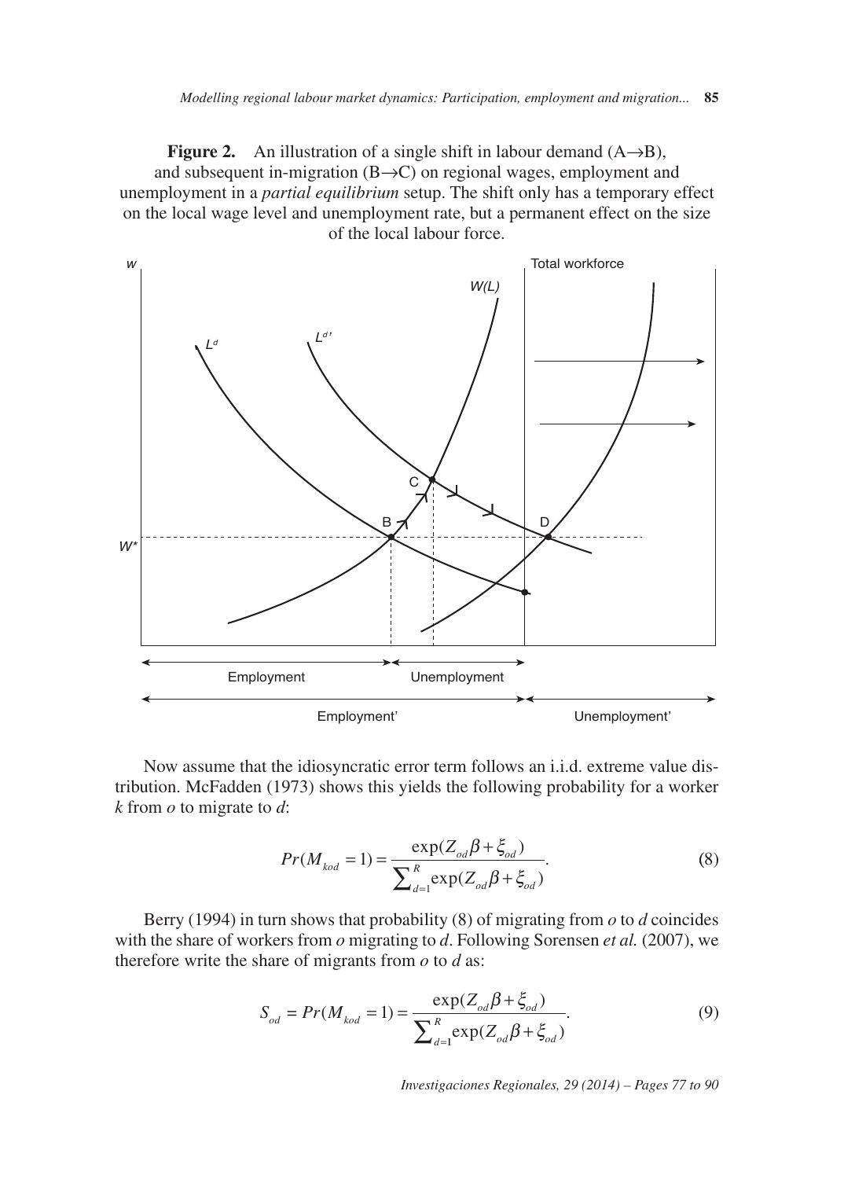**Figure 2.** An illustration of a single shift in labour demand (A→B), and subsequent in-migration (B→C) on regional wages, employment and unemployment in a *partial equilibrium* setup. The shift only has a temporary effect on the local wage level and unemployment rate, but a permanent effect on the size of the local labour force.

Now assume that the idiosyncratic error term follows an i.i.d. extreme value distribution. McFadden (1973) shows this yields the following probability for a worker *k* from *o* to migrate to *d*:

$$Pr(M_{kod} = 1) = \frac{\exp(Z_{od}\beta + \xi_{od})}{\sum_{d=1}^{R} \exp(Z_{od}\beta + \xi_{od})}. \tag{8}$$

Berry (1994) in turn shows that probability (8) of migrating from *o* to *d* coincides with the share of workers from *o* migrating to *d*. Following Sorensen *et al.* (2007), we therefore write the share of migrants from *o* to *d* as:

$$S_{od} = Pr(M_{kod} = 1) = \frac{\exp(Z_{od}\beta + \xi_{od})}{\sum_{d=1}^{R} \exp(Z_{od}\beta + \xi_{od})}. \tag{9}$$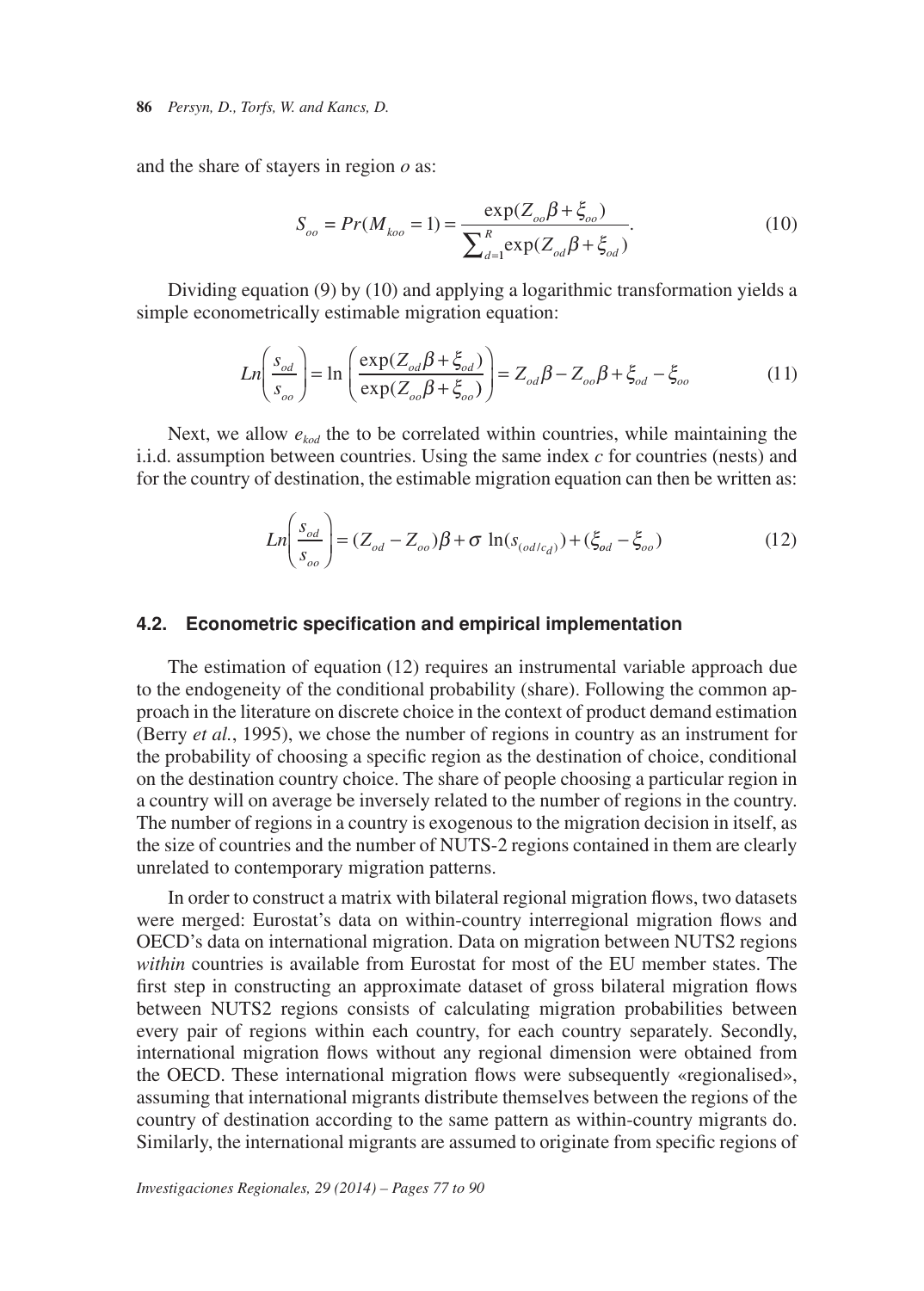and the share of stayers in region $o$ as:

$$S_{oo} = Pr(M_{koo} = 1) = \frac{\exp(Z_{oo}\beta + \xi_{oo})}{\sum_{d=1}^{R}\exp(Z_{od}\beta + \xi_{od})}. \tag{10}$$

Dividing equation (9) by (10) and applying a logarithmic transformation yields a simple econometrically estimable migration equation:

$$Ln\left(\frac{s_{od}}{s_{oo}}\right) = \ln\left(\frac{\exp(Z_{od}\beta + \xi_{od})}{\exp(Z_{oo}\beta + \xi_{oo})}\right) = Z_{od}\beta - Z_{oo}\beta + \xi_{od} - \xi_{oo} \tag{11}$$

Next, we allow $e_{kod}$ the to be correlated within countries, while maintaining the i.i.d. assumption between countries. Using the same index $c$ for countries (nests) and for the country of destination, the estimable migration equation can then be written as:

$$Ln\left(\frac{s_{od}}{s_{oo}}\right) = (Z_{od} - Z_{oo})\beta + \sigma \ \ln(s_{(od/c_d)}) + (\xi_{od} - \xi_{oo}) \tag{12}$$

### 4.2. Econometric specification and empirical implementation

The estimation of equation (12) requires an instrumental variable approach due to the endogeneity of the conditional probability (share). Following the common approach in the literature on discrete choice in the context of product demand estimation (Berry *et al.*, 1995), we chose the number of regions in country as an instrument for the probability of choosing a specific region as the destination of choice, conditional on the destination country choice. The share of people choosing a particular region in a country will on average be inversely related to the number of regions in the country. The number of regions in a country is exogenous to the migration decision in itself, as the size of countries and the number of NUTS-2 regions contained in them are clearly unrelated to contemporary migration patterns.

In order to construct a matrix with bilateral regional migration flows, two datasets were merged: Eurostat's data on within-country interregional migration flows and OECD's data on international migration. Data on migration between NUTS2 regions *within* countries is available from Eurostat for most of the EU member states. The first step in constructing an approximate dataset of gross bilateral migration flows between NUTS2 regions consists of calculating migration probabilities between every pair of regions within each country, for each country separately. Secondly, international migration flows without any regional dimension were obtained from the OECD. These international migration flows were subsequently «regionalised», assuming that international migrants distribute themselves between the regions of the country of destination according to the same pattern as within-country migrants do. Similarly, the international migrants are assumed to originate from specific regions of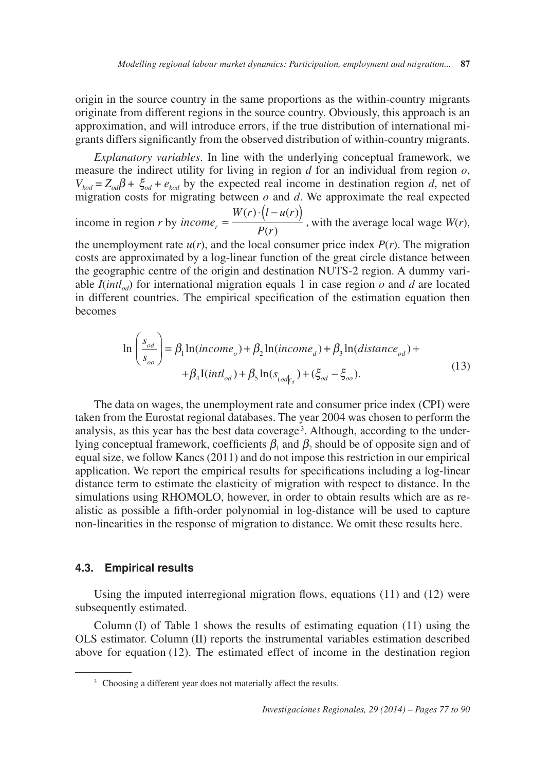origin in the source country in the same proportions as the within-country migrants originate from different regions in the source country. Obviously, this approach is an approximation, and will introduce errors, if the true distribution of international migrants differs significantly from the observed distribution of within-country migrants.

*Explanatory variables*. In line with the underlying conceptual framework, we measure the indirect utility for living in region $d$ for an individual from region $o$, $V_{kod} = Z_{od}\beta + \xi_{od} + e_{kod}$ by the expected real income in destination region $d$, net of migration costs for migrating between $o$ and $d$. We approximate the real expected income in region $r$ by $income_r = \frac{W(r)\cdot\left(l-u(r)\right)}{P(r)}$, with the average local wage $W(r)$, the unemployment rate $u(r)$, and the local consumer price index $P(r)$. The migration costs are approximated by a log-linear function of the great circle distance between the geographic centre of the origin and destination NUTS-2 region. A dummy variable $I(intl_{od})$ for international migration equals 1 in case region $o$ and $d$ are located in different countries. The empirical specification of the estimation equation then becomes

$$\ln\left(\frac{s_{od}}{s_{oo}}\right) = \beta_1 \ln(income_o) + \beta_2 \ln(income_d) + \beta_3 \ln(distance_{od}) + \\ +\beta_4 \mathrm{I}(intl_{od}) + \beta_5 \ln(s_{(od|c_d)}) + (\xi_{od} - \xi_{oo}). \tag{13}$$

The data on wages, the unemployment rate and consumer price index (CPI) were taken from the Eurostat regional databases. The year 2004 was chosen to perform the analysis, as this year has the best data coverage[3]. Although, according to the underlying conceptual framework, coefficients $\beta_1$ and $\beta_2$ should be of opposite sign and of equal size, we follow Kancs (2011) and do not impose this restriction in our empirical application. We report the empirical results for specifications including a log-linear distance term to estimate the elasticity of migration with respect to distance. In the simulations using RHOMOLO, however, in order to obtain results which are as realistic as possible a fifth-order polynomial in log-distance will be used to capture non-linearities in the response of migration to distance. We omit these results here.

### 4.3. Empirical results

Using the imputed interregional migration flows, equations (11) and (12) were subsequently estimated.

Column (I) of Table 1 shows the results of estimating equation (11) using the OLS estimator. Column (II) reports the instrumental variables estimation described above for equation (12). The estimated effect of income in the destination region

[3] Choosing a different year does not materially affect the results.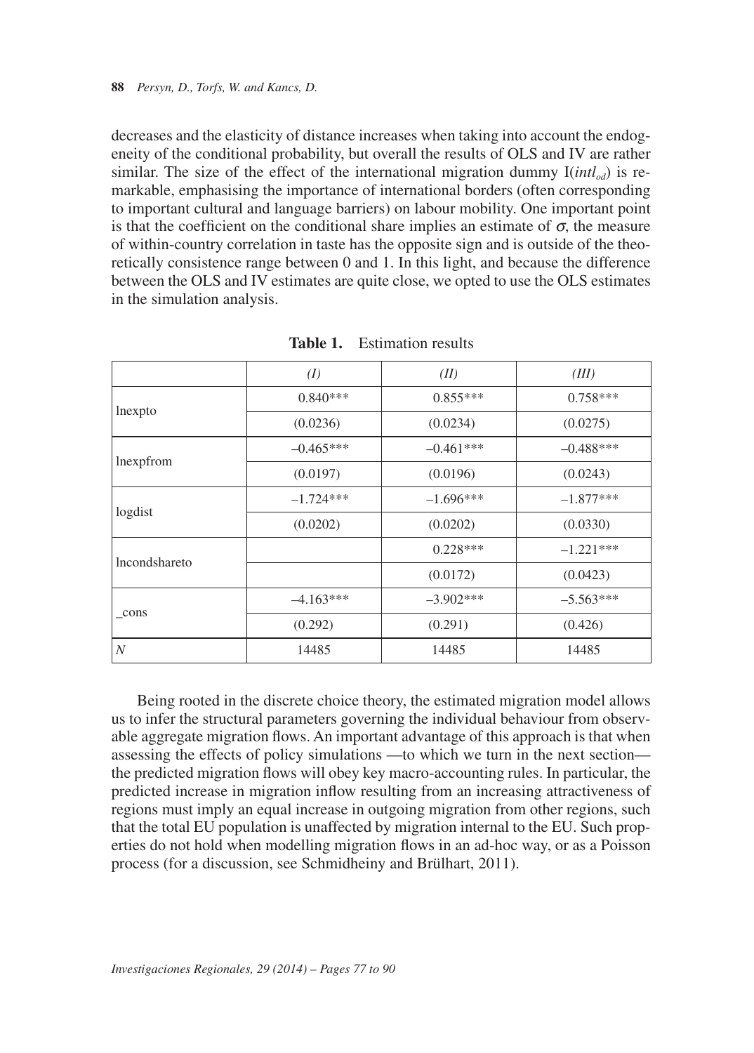decreases and the elasticity of distance increases when taking into account the endogeneity of the conditional probability, but overall the results of OLS and IV are rather similar. The size of the effect of the international migration dummy $I(intl_{od})$ is remarkable, emphasising the importance of international borders (often corresponding to important cultural and language barriers) on labour mobility. One important point is that the coefficient on the conditional share implies an estimate of $\sigma$, the measure of within-country correlation in taste has the opposite sign and is outside of the theoretically consistence range between 0 and 1. In this light, and because the difference between the OLS and IV estimates are quite close, we opted to use the OLS estimates in the simulation analysis.

**Table 1.** Estimation results

| | *(I)* | *(II)* | *(III)* |
|---|---|---|---|
| lnexpto | 0.840*** | 0.855*** | 0.758*** |
| | (0.0236) | (0.0234) | (0.0275) |
| lnexpfrom | –0.465*** | –0.461*** | –0.488*** |
| | (0.0197) | (0.0196) | (0.0243) |
| logdist | –1.724*** | –1.696*** | –1.877*** |
| | (0.0202) | (0.0202) | (0.0330) |
| lncondshareto | | 0.228*** | –1.221*** |
| | | (0.0172) | (0.0423) |
| _cons | –4.163*** | –3.902*** | –5.563*** |
| | (0.292) | (0.291) | (0.426) |
| *N* | 14485 | 14485 | 14485 |

Being rooted in the discrete choice theory, the estimated migration model allows us to infer the structural parameters governing the individual behaviour from observable aggregate migration flows. An important advantage of this approach is that when assessing the effects of policy simulations —to which we turn in the next section— the predicted migration flows will obey key macro-accounting rules. In particular, the predicted increase in migration inflow resulting from an increasing attractiveness of regions must imply an equal increase in outgoing migration from other regions, such that the total EU population is unaffected by migration internal to the EU. Such properties do not hold when modelling migration flows in an ad-hoc way, or as a Poisson process (for a discussion, see Schmidheiny and Brülhart, 2011).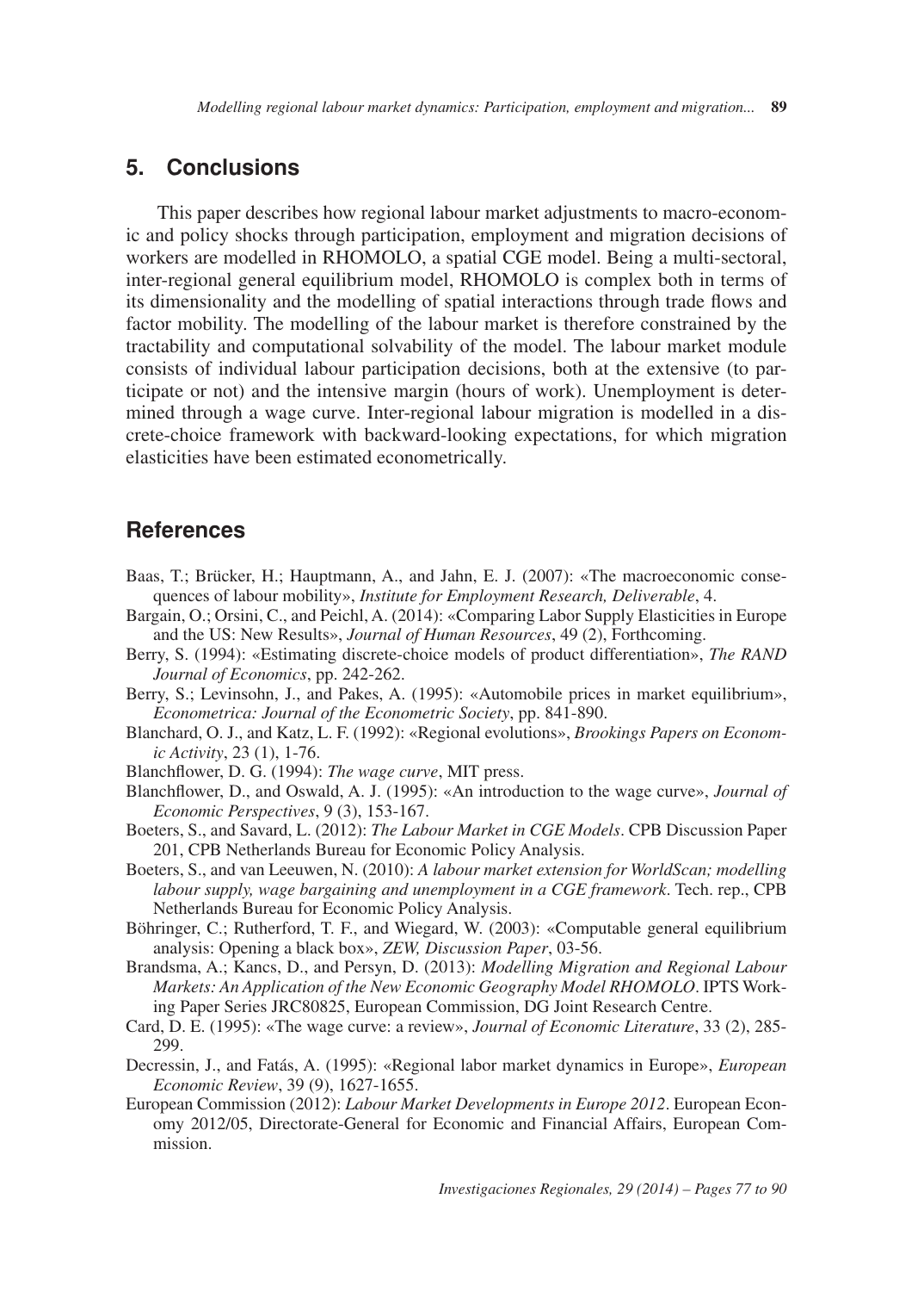## 5. Conclusions

This paper describes how regional labour market adjustments to macro-economic and policy shocks through participation, employment and migration decisions of workers are modelled in RHOMOLO, a spatial CGE model. Being a multi-sectoral, inter-regional general equilibrium model, RHOMOLO is complex both in terms of its dimensionality and the modelling of spatial interactions through trade flows and factor mobility. The modelling of the labour market is therefore constrained by the tractability and computational solvability of the model. The labour market module consists of individual labour participation decisions, both at the extensive (to participate or not) and the intensive margin (hours of work). Unemployment is determined through a wage curve. Inter-regional labour migration is modelled in a discrete-choice framework with backward-looking expectations, for which migration elasticities have been estimated econometrically.

## References

Baas, T.; Brücker, H.; Hauptmann, A., and Jahn, E. J. (2007): «The macroeconomic consequences of labour mobility», *Institute for Employment Research, Deliverable*, 4.

Bargain, O.; Orsini, C., and Peichl, A. (2014): «Comparing Labor Supply Elasticities in Europe and the US: New Results», *Journal of Human Resources*, 49 (2), Forthcoming.

Berry, S. (1994): «Estimating discrete-choice models of product differentiation», *The RAND Journal of Economics*, pp. 242-262.

Berry, S.; Levinsohn, J., and Pakes, A. (1995): «Automobile prices in market equilibrium», *Econometrica: Journal of the Econometric Society*, pp. 841-890.

Blanchard, O. J., and Katz, L. F. (1992): «Regional evolutions», *Brookings Papers on Economic Activity*, 23 (1), 1-76.

Blanchflower, D. G. (1994): *The wage curve*, MIT press.

Blanchflower, D., and Oswald, A. J. (1995): «An introduction to the wage curve», *Journal of Economic Perspectives*, 9 (3), 153-167.

Boeters, S., and Savard, L. (2012): *The Labour Market in CGE Models*. CPB Discussion Paper 201, CPB Netherlands Bureau for Economic Policy Analysis.

Boeters, S., and van Leeuwen, N. (2010): *A labour market extension for WorldScan; modelling labour supply, wage bargaining and unemployment in a CGE framework*. Tech. rep., CPB Netherlands Bureau for Economic Policy Analysis.

Böhringer, C.; Rutherford, T. F., and Wiegard, W. (2003): «Computable general equilibrium analysis: Opening a black box», *ZEW, Discussion Paper*, 03-56.

Brandsma, A.; Kancs, D., and Persyn, D. (2013): *Modelling Migration and Regional Labour Markets: An Application of the New Economic Geography Model RHOMOLO*. IPTS Working Paper Series JRC80825, European Commission, DG Joint Research Centre.

Card, D. E. (1995): «The wage curve: a review», *Journal of Economic Literature*, 33 (2), 285-299.

Decressin, J., and Fatás, A. (1995): «Regional labor market dynamics in Europe», *European Economic Review*, 39 (9), 1627-1655.

European Commission (2012): *Labour Market Developments in Europe 2012*. European Economy 2012/05, Directorate-General for Economic and Financial Affairs, European Commission.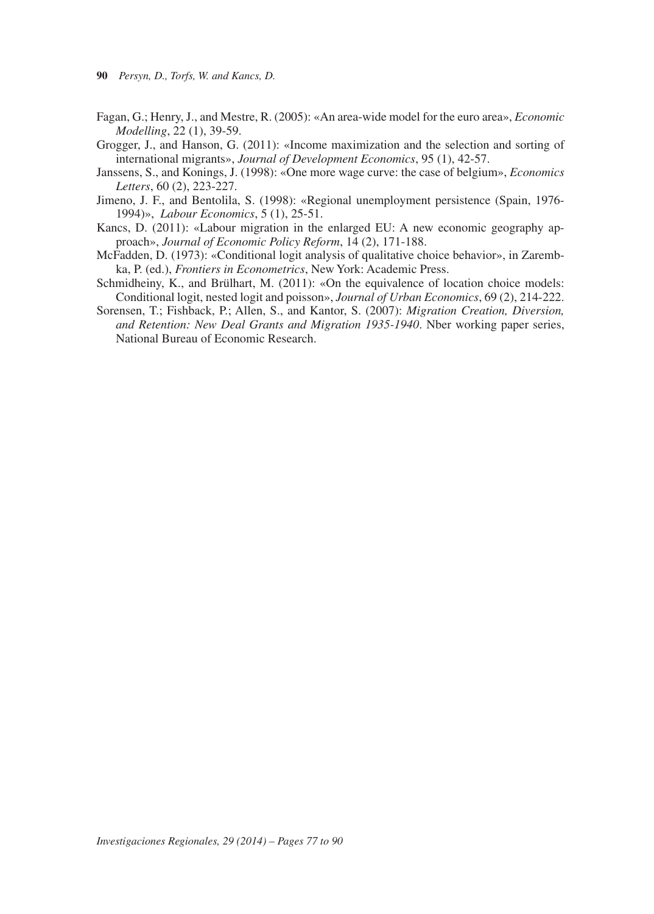Fagan, G.; Henry, J., and Mestre, R. (2005): «An area-wide model for the euro area», *Economic Modelling*, 22 (1), 39-59.

Grogger, J., and Hanson, G. (2011): «Income maximization and the selection and sorting of international migrants», *Journal of Development Economics*, 95 (1), 42-57.

Janssens, S., and Konings, J. (1998): «One more wage curve: the case of belgium», *Economics Letters*, 60 (2), 223-227.

Jimeno, J. F., and Bentolila, S. (1998): «Regional unemployment persistence (Spain, 1976-1994)», *Labour Economics*, 5 (1), 25-51.

Kancs, D. (2011): «Labour migration in the enlarged EU: A new economic geography approach», *Journal of Economic Policy Reform*, 14 (2), 171-188.

McFadden, D. (1973): «Conditional logit analysis of qualitative choice behavior», in Zarembka, P. (ed.), *Frontiers in Econometrics*, New York: Academic Press.

Schmidheiny, K., and Brülhart, M. (2011): «On the equivalence of location choice models: Conditional logit, nested logit and poisson», *Journal of Urban Economics*, 69 (2), 214-222.

Sorensen, T.; Fishback, P.; Allen, S., and Kantor, S. (2007): *Migration Creation, Diversion, and Retention: New Deal Grants and Migration 1935-1940*. Nber working paper series, National Bureau of Economic Research.